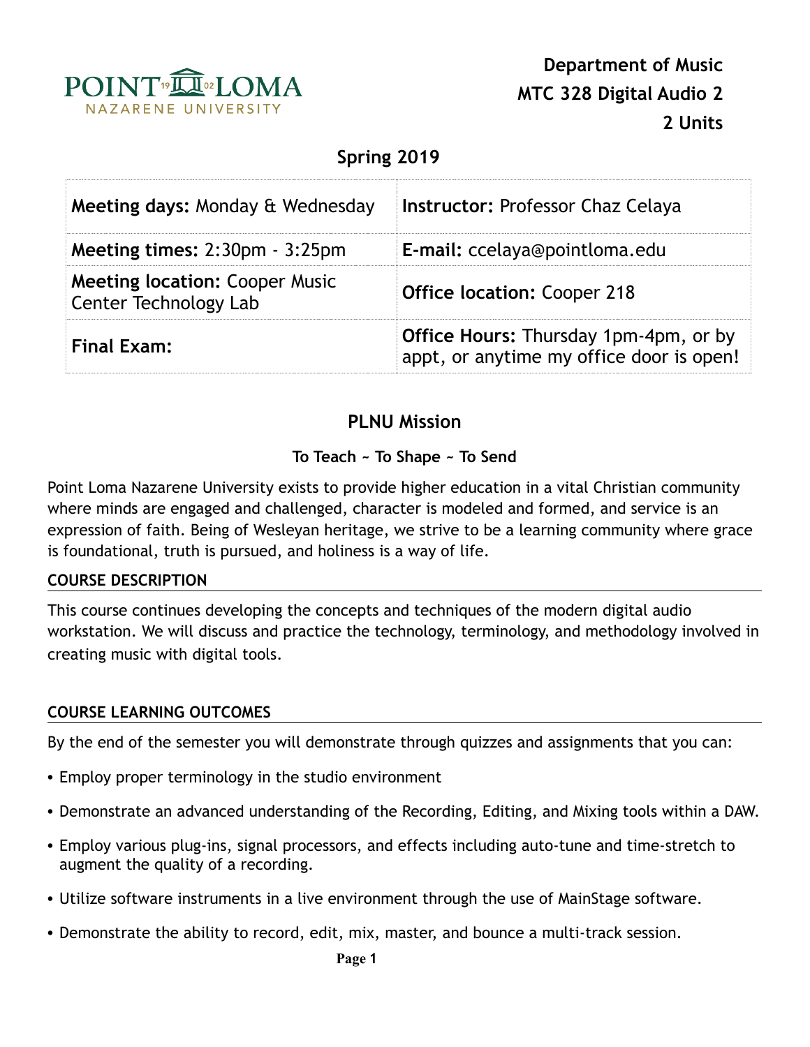**Department of Music**
**MTC 328 Digital Audio 2**
**2 Units**

## Spring 2019

| **Meeting days:** Monday & Wednesday | **Instructor:** Professor Chaz Celaya |
|---|---|
| **Meeting times:** 2:30pm - 3:25pm | **E-mail:** ccelaya@pointloma.edu |
| **Meeting location:** Cooper Music Center Technology Lab | **Office location:** Cooper 218 |
| **Final Exam:** | **Office Hours:** Thursday 1pm-4pm, or by appt, or anytime my office door is open! |

## PLNU Mission

**To Teach ~ To Shape ~ To Send**

Point Loma Nazarene University exists to provide higher education in a vital Christian community where minds are engaged and challenged, character is modeled and formed, and service is an expression of faith. Being of Wesleyan heritage, we strive to be a learning community where grace is foundational, truth is pursued, and holiness is a way of life.

### COURSE DESCRIPTION

This course continues developing the concepts and techniques of the modern digital audio workstation. We will discuss and practice the technology, terminology, and methodology involved in creating music with digital tools.

### COURSE LEARNING OUTCOMES

By the end of the semester you will demonstrate through quizzes and assignments that you can:

- Employ proper terminology in the studio environment
- Demonstrate an advanced understanding of the Recording, Editing, and Mixing tools within a DAW.
- Employ various plug-ins, signal processors, and effects including auto-tune and time-stretch to augment the quality of a recording.
- Utilize software instruments in a live environment through the use of MainStage software.
- Demonstrate the ability to record, edit, mix, master, and bounce a multi-track session.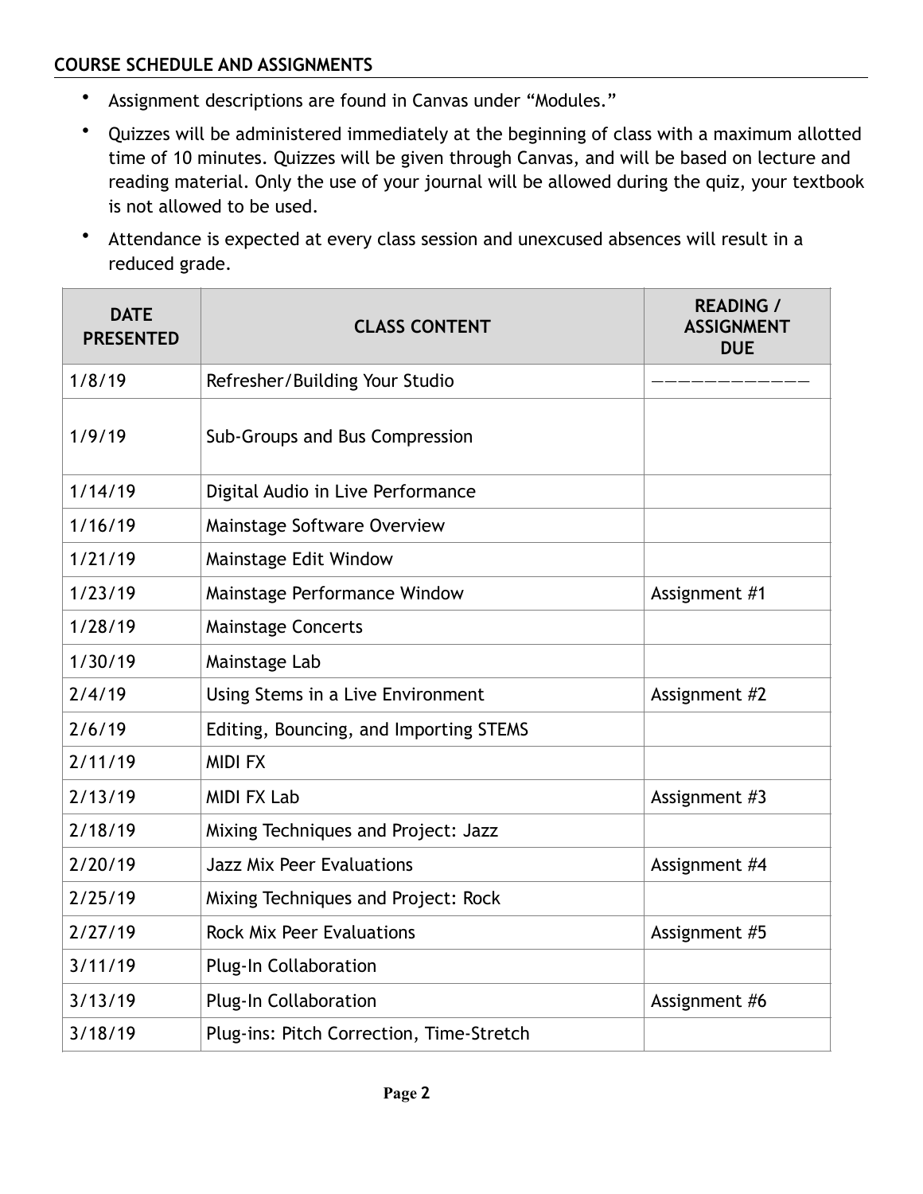## COURSE SCHEDULE AND ASSIGNMENTS

- Assignment descriptions are found in Canvas under "Modules."
- Quizzes will be administered immediately at the beginning of class with a maximum allotted time of 10 minutes. Quizzes will be given through Canvas, and will be based on lecture and reading material. Only the use of your journal will be allowed during the quiz, your textbook is not allowed to be used.
- Attendance is expected at every class session and unexcused absences will result in a reduced grade.

| DATE PRESENTED | CLASS CONTENT | READING / ASSIGNMENT DUE |
|---|---|---|
| 1/8/19 | Refresher/Building Your Studio | ———————————— |
| 1/9/19 | Sub-Groups and Bus Compression | |
| 1/14/19 | Digital Audio in Live Performance | |
| 1/16/19 | Mainstage Software Overview | |
| 1/21/19 | Mainstage Edit Window | |
| 1/23/19 | Mainstage Performance Window | Assignment #1 |
| 1/28/19 | Mainstage Concerts | |
| 1/30/19 | Mainstage Lab | |
| 2/4/19 | Using Stems in a Live Environment | Assignment #2 |
| 2/6/19 | Editing, Bouncing, and Importing STEMS | |
| 2/11/19 | MIDI FX | |
| 2/13/19 | MIDI FX Lab | Assignment #3 |
| 2/18/19 | Mixing Techniques and Project: Jazz | |
| 2/20/19 | Jazz Mix Peer Evaluations | Assignment #4 |
| 2/25/19 | Mixing Techniques and Project: Rock | |
| 2/27/19 | Rock Mix Peer Evaluations | Assignment #5 |
| 3/11/19 | Plug-In Collaboration | |
| 3/13/19 | Plug-In Collaboration | Assignment #6 |
| 3/18/19 | Plug-ins: Pitch Correction, Time-Stretch | |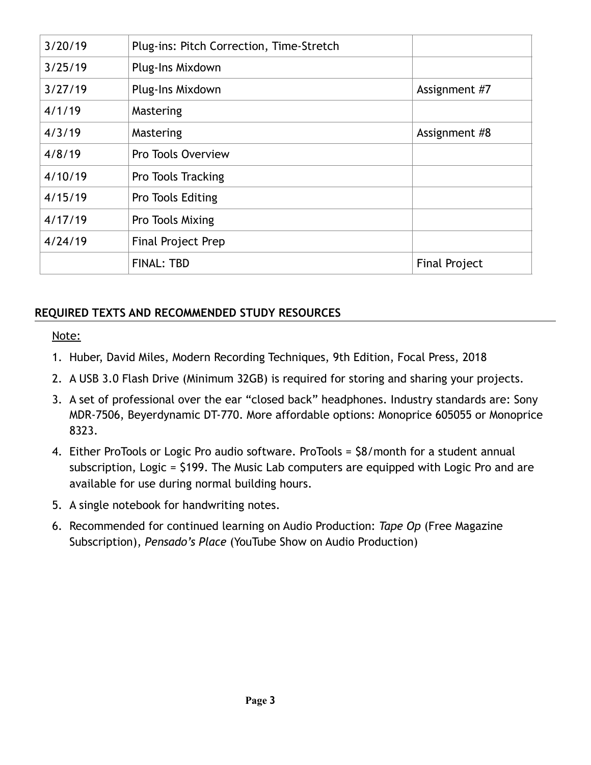| 3/20/19 | Plug-ins: Pitch Correction, Time-Stretch | |
|---|---|---|
| 3/25/19 | Plug-Ins Mixdown | |
| 3/27/19 | Plug-Ins Mixdown | Assignment #7 |
| 4/1/19 | Mastering | |
| 4/3/19 | Mastering | Assignment #8 |
| 4/8/19 | Pro Tools Overview | |
| 4/10/19 | Pro Tools Tracking | |
| 4/15/19 | Pro Tools Editing | |
| 4/17/19 | Pro Tools Mixing | |
| 4/24/19 | Final Project Prep | |
| | FINAL: TBD | Final Project |

## REQUIRED TEXTS AND RECOMMENDED STUDY RESOURCES

Note:

1. Huber, David Miles, Modern Recording Techniques, 9th Edition, Focal Press, 2018
2. A USB 3.0 Flash Drive (Minimum 32GB) is required for storing and sharing your projects.
3. A set of professional over the ear "closed back" headphones. Industry standards are: Sony MDR-7506, Beyerdynamic DT-770. More affordable options: Monoprice 605055 or Monoprice 8323.
4. Either ProTools or Logic Pro audio software. ProTools = $8/month for a student annual subscription, Logic = $199. The Music Lab computers are equipped with Logic Pro and are available for use during normal building hours.
5. A single notebook for handwriting notes.
6. Recommended for continued learning on Audio Production: *Tape Op* (Free Magazine Subscription), *Pensado's Place* (YouTube Show on Audio Production)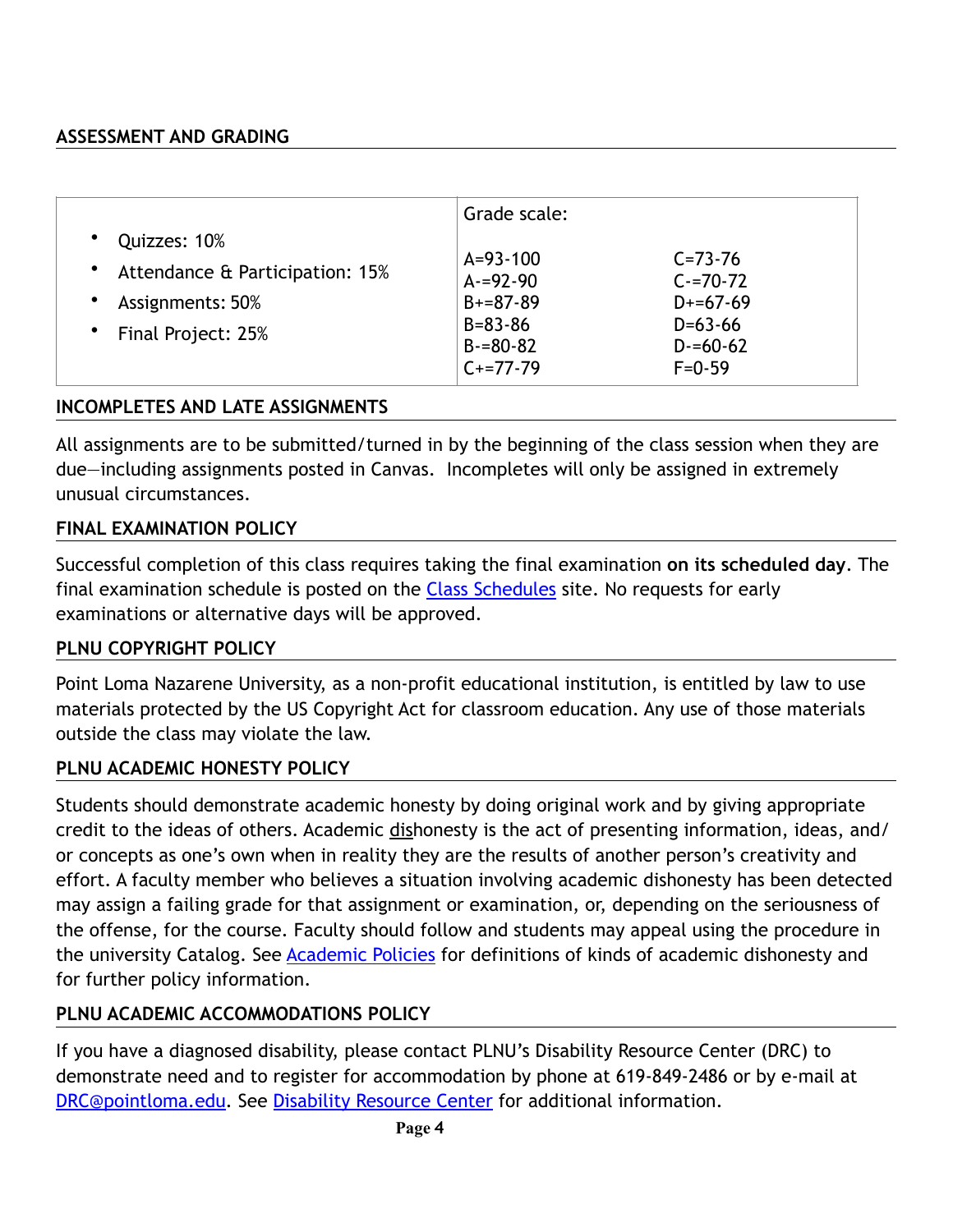## ASSESSMENT AND GRADING

| | Grade scale: | |
|---|---|---|
| • Quizzes: 10%<br>• Attendance & Participation: 15%<br>• Assignments: 50%<br>• Final Project: 25% | A=93-100<br>A-=92-90<br>B+=87-89<br>B=83-86<br>B-=80-82<br>C+=77-79 | C=73-76<br>C-=70-72<br>D+=67-69<br>D=63-66<br>D-=60-62<br>F=0-59 |

## INCOMPLETES AND LATE ASSIGNMENTS

All assignments are to be submitted/turned in by the beginning of the class session when they are due—including assignments posted in Canvas. Incompletes will only be assigned in extremely unusual circumstances.

## FINAL EXAMINATION POLICY

Successful completion of this class requires taking the final examination **on its scheduled day**. The final examination schedule is posted on the [Class Schedules](#) site. No requests for early examinations or alternative days will be approved.

## PLNU COPYRIGHT POLICY

Point Loma Nazarene University, as a non-profit educational institution, is entitled by law to use materials protected by the US Copyright Act for classroom education. Any use of those materials outside the class may violate the law.

## PLNU ACADEMIC HONESTY POLICY

Students should demonstrate academic honesty by doing original work and by giving appropriate credit to the ideas of others. Academic <u>dis</u>honesty is the act of presenting information, ideas, and/or concepts as one's own when in reality they are the results of another person's creativity and effort. A faculty member who believes a situation involving academic dishonesty has been detected may assign a failing grade for that assignment or examination, or, depending on the seriousness of the offense, for the course. Faculty should follow and students may appeal using the procedure in the university Catalog. See [Academic Policies](#) for definitions of kinds of academic dishonesty and for further policy information.

## PLNU ACADEMIC ACCOMMODATIONS POLICY

If you have a diagnosed disability, please contact PLNU's Disability Resource Center (DRC) to demonstrate need and to register for accommodation by phone at 619-849-2486 or by e-mail at [DRC@pointloma.edu](mailto:DRC@pointloma.edu). See [Disability Resource Center](#) for additional information.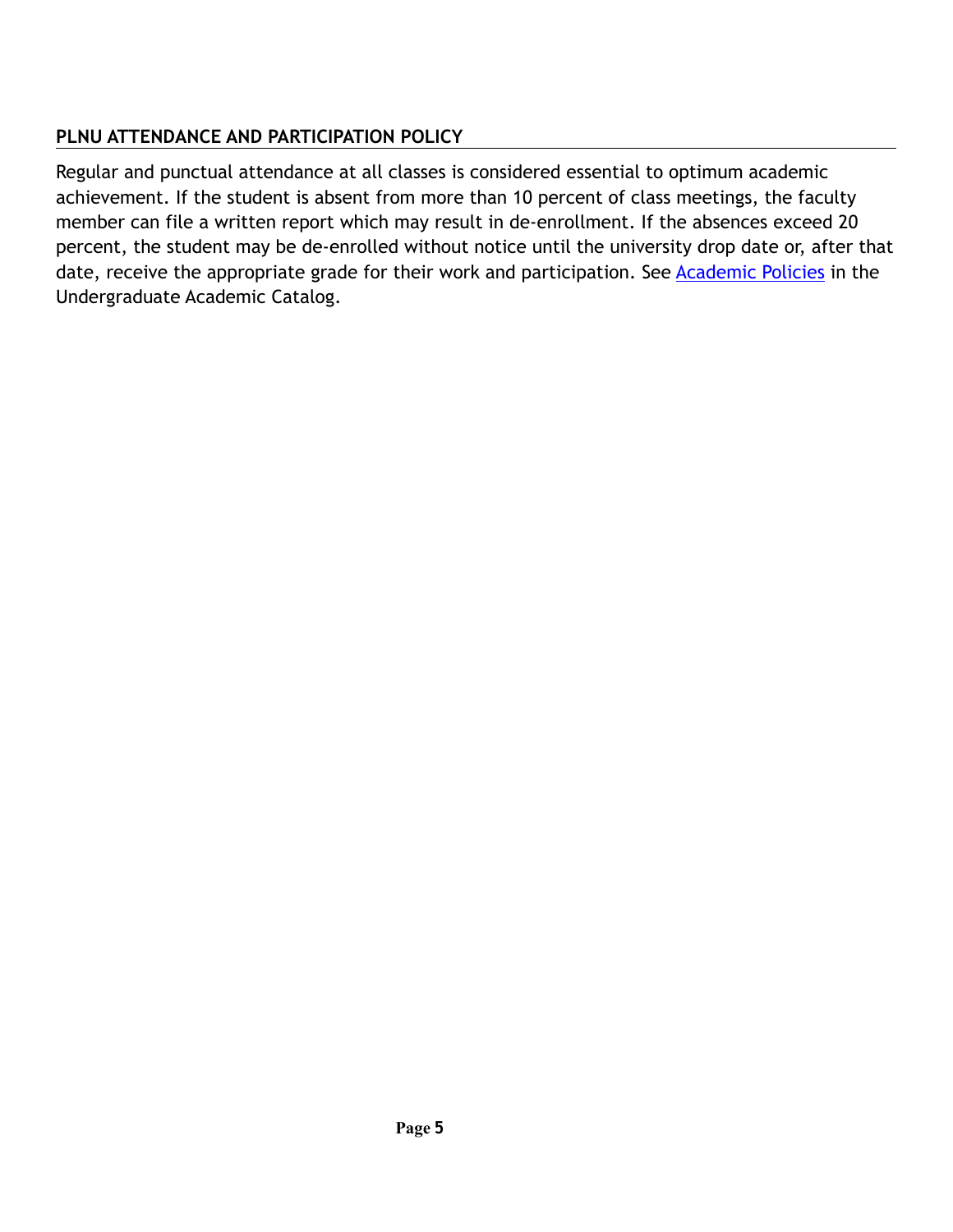## PLNU ATTENDANCE AND PARTICIPATION POLICY

Regular and punctual attendance at all classes is considered essential to optimum academic achievement. If the student is absent from more than 10 percent of class meetings, the faculty member can file a written report which may result in de-enrollment. If the absences exceed 20 percent, the student may be de-enrolled without notice until the university drop date or, after that date, receive the appropriate grade for their work and participation. See Academic Policies in the Undergraduate Academic Catalog.